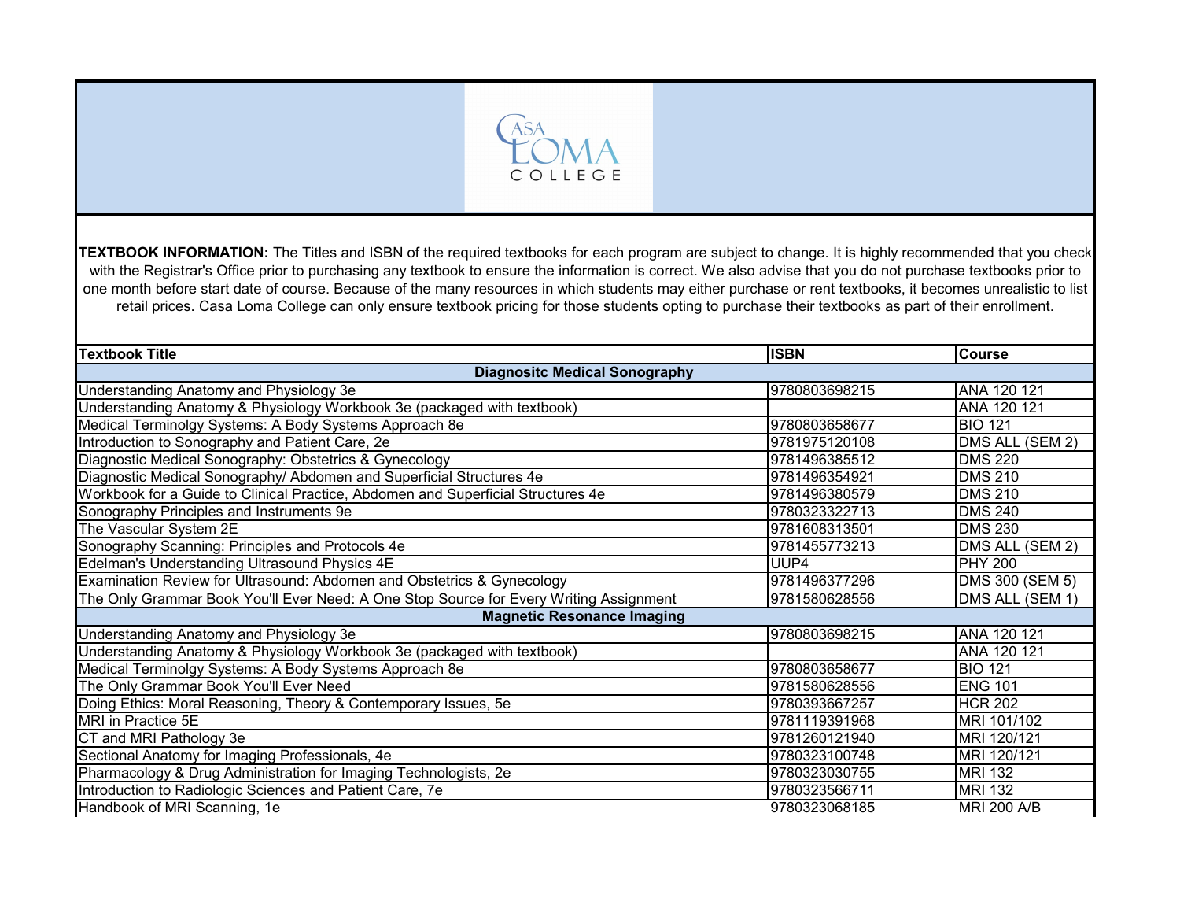CASA LOMA COLLEGE

**TEXTBOOK INFORMATION:** The Titles and ISBN of the required textbooks for each program are subject to change. It is highly recommended that you check with the Registrar's Office prior to purchasing any textbook to ensure the information is correct. We also advise that you do not purchase textbooks prior to one month before start date of course. Because of the many resources in which students may either purchase or rent textbooks, it becomes unrealistic to list retail prices. Casa Loma College can only ensure textbook pricing for those students opting to purchase their textbooks as part of their enrollment.

| Textbook Title | ISBN | Course |
|---|---|---|
| **Diagnositc Medical Sonography** | | |
| Understanding Anatomy and Physiology 3e | 9780803698215 | ANA 120 121 |
| Understanding Anatomy & Physiology Workbook 3e (packaged with textbook) | | ANA 120 121 |
| Medical Terminolgy Systems: A Body Systems Approach 8e | 9780803658677 | BIO 121 |
| Introduction to Sonography and Patient Care, 2e | 9781975120108 | DMS ALL (SEM 2) |
| Diagnostic Medical Sonography: Obstetrics & Gynecology | 9781496385512 | DMS 220 |
| Diagnostic Medical Sonography/ Abdomen and Superficial Structures 4e | 9781496354921 | DMS 210 |
| Workbook for a Guide to Clinical Practice, Abdomen and Superficial Structures 4e | 9781496380579 | DMS 210 |
| Sonography Principles and Instruments 9e | 9780323322713 | DMS 240 |
| The Vascular System 2E | 9781608313501 | DMS 230 |
| Sonography Scanning: Principles and Protocols 4e | 9781455773213 | DMS ALL (SEM 2) |
| Edelman's Understanding Ultrasound Physics 4E | UUP4 | PHY 200 |
| Examination Review for Ultrasound: Abdomen and Obstetrics & Gynecology | 9781496377296 | DMS 300 (SEM 5) |
| The Only Grammar Book You'll Ever Need: A One Stop Source for Every Writing Assignment | 9781580628556 | DMS ALL (SEM 1) |
| **Magnetic Resonance Imaging** | | |
| Understanding Anatomy and Physiology 3e | 9780803698215 | ANA 120 121 |
| Understanding Anatomy & Physiology Workbook 3e (packaged with textbook) | | ANA 120 121 |
| Medical Terminolgy Systems: A Body Systems Approach 8e | 9780803658677 | BIO 121 |
| The Only Grammar Book You'll Ever Need | 9781580628556 | ENG 101 |
| Doing Ethics: Moral Reasoning, Theory & Contemporary Issues, 5e | 9780393667257 | HCR 202 |
| MRI in Practice 5E | 9781119391968 | MRI 101/102 |
| CT and MRI Pathology 3e | 9781260121940 | MRI 120/121 |
| Sectional Anatomy for Imaging Professionals, 4e | 9780323100748 | MRI 120/121 |
| Pharmacology & Drug Administration for Imaging Technologists, 2e | 9780323030755 | MRI 132 |
| Introduction to Radiologic Sciences and Patient Care, 7e | 9780323566711 | MRI 132 |
| Handbook of MRI Scanning, 1e | 9780323068185 | MRI 200 A/B |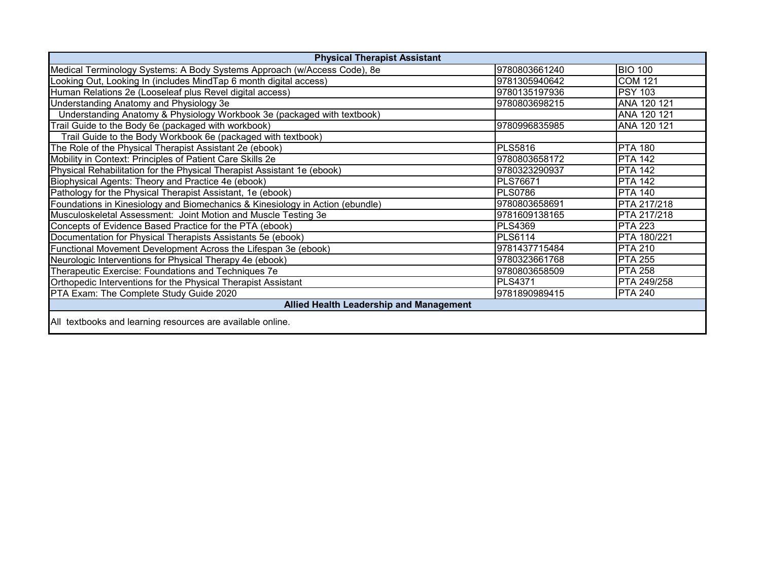| Physical Therapist Assistant | | |
|---|---|---|
| Medical Terminology Systems: A Body Systems Approach (w/Access Code), 8e | 9780803661240 | BIO 100 |
| Looking Out, Looking In (includes MindTap 6 month digital access) | 9781305940642 | COM 121 |
| Human Relations 2e (Looseleaf plus Revel digital access) | 9780135197936 | PSY 103 |
| Understanding Anatomy and Physiology 3e | 9780803698215 | ANA 120 121 |
| Understanding Anatomy & Physiology Workbook 3e (packaged with textbook) | | ANA 120 121 |
| Trail Guide to the Body 6e (packaged with workbook) | 9780996835985 | ANA 120 121 |
| Trail Guide to the Body Workbook 6e (packaged with textbook) | | |
| The Role of the Physical Therapist Assistant 2e (ebook) | PLS5816 | PTA 180 |
| Mobility in Context: Principles of Patient Care Skills 2e | 9780803658172 | PTA 142 |
| Physical Rehabilitation for the Physical Therapist Assistant 1e (ebook) | 9780323290937 | PTA 142 |
| Biophysical Agents: Theory and Practice 4e (ebook) | PLS76671 | PTA 142 |
| Pathology for the Physical Therapist Assistant, 1e (ebook) | PLS0786 | PTA 140 |
| Foundations in Kinesiology and Biomechanics & Kinesiology in Action (ebundle) | 9780803658691 | PTA 217/218 |
| Musculoskeletal Assessment: Joint Motion and Muscle Testing 3e | 9781609138165 | PTA 217/218 |
| Concepts of Evidence Based Practice for the PTA (ebook) | PLS4369 | PTA 223 |
| Documentation for Physical Therapists Assistants 5e (ebook) | PLS6114 | PTA 180/221 |
| Functional Movement Development Across the Lifespan 3e (ebook) | 9781437715484 | PTA 210 |
| Neurologic Interventions for Physical Therapy 4e (ebook) | 9780323661768 | PTA 255 |
| Therapeutic Exercise: Foundations and Techniques 7e | 9780803658509 | PTA 258 |
| Orthopedic Interventions for the Physical Therapist Assistant | PLS4371 | PTA 249/258 |
| PTA Exam: The Complete Study Guide 2020 | 9781890989415 | PTA 240 |
| **Allied Health Leadership and Management** | | |
| All textbooks and learning resources are available online. | | |